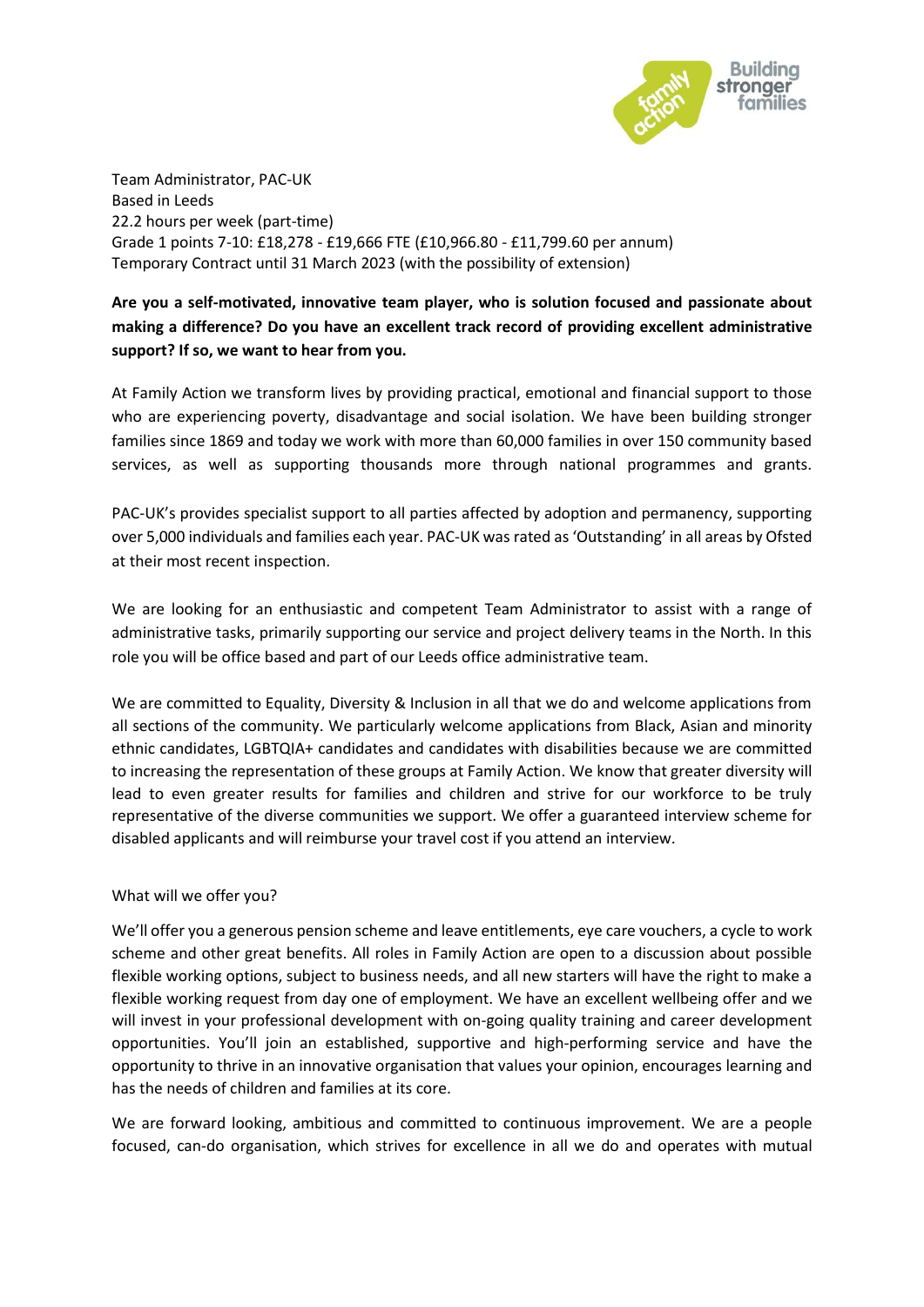Team Administrator, PAC-UK
Based in Leeds
22.2 hours per week (part-time)
Grade 1 points 7-10: £18,278 - £19,666 FTE (£10,966.80 - £11,799.60 per annum)
Temporary Contract until 31 March 2023 (with the possibility of extension)

**Are you a self-motivated, innovative team player, who is solution focused and passionate about making a difference? Do you have an excellent track record of providing excellent administrative support? If so, we want to hear from you.**

At Family Action we transform lives by providing practical, emotional and financial support to those who are experiencing poverty, disadvantage and social isolation. We have been building stronger families since 1869 and today we work with more than 60,000 families in over 150 community based services, as well as supporting thousands more through national programmes and grants.

PAC-UK's provides specialist support to all parties affected by adoption and permanency, supporting over 5,000 individuals and families each year. PAC-UK was rated as 'Outstanding' in all areas by Ofsted at their most recent inspection.

We are looking for an enthusiastic and competent Team Administrator to assist with a range of administrative tasks, primarily supporting our service and project delivery teams in the North. In this role you will be office based and part of our Leeds office administrative team.

We are committed to Equality, Diversity & Inclusion in all that we do and welcome applications from all sections of the community. We particularly welcome applications from Black, Asian and minority ethnic candidates, LGBTQIA+ candidates and candidates with disabilities because we are committed to increasing the representation of these groups at Family Action. We know that greater diversity will lead to even greater results for families and children and strive for our workforce to be truly representative of the diverse communities we support. We offer a guaranteed interview scheme for disabled applicants and will reimburse your travel cost if you attend an interview.

What will we offer you?

We'll offer you a generous pension scheme and leave entitlements, eye care vouchers, a cycle to work scheme and other great benefits. All roles in Family Action are open to a discussion about possible flexible working options, subject to business needs, and all new starters will have the right to make a flexible working request from day one of employment. We have an excellent wellbeing offer and we will invest in your professional development with on-going quality training and career development opportunities. You'll join an established, supportive and high-performing service and have the opportunity to thrive in an innovative organisation that values your opinion, encourages learning and has the needs of children and families at its core.

We are forward looking, ambitious and committed to continuous improvement. We are a people focused, can-do organisation, which strives for excellence in all we do and operates with mutual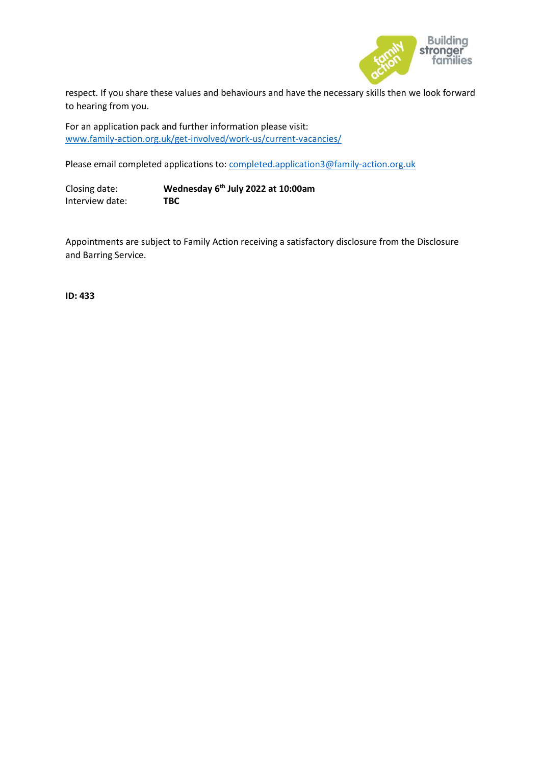respect. If you share these values and behaviours and have the necessary skills then we look forward to hearing from you.

For an application pack and further information please visit:
www.family-action.org.uk/get-involved/work-us/current-vacancies/

Please email completed applications to: completed.application3@family-action.org.uk

| | |
|---|---|
| Closing date: | **Wednesday 6th July 2022 at 10:00am** |
| Interview date: | **TBC** |

Appointments are subject to Family Action receiving a satisfactory disclosure from the Disclosure and Barring Service.

**ID: 433**